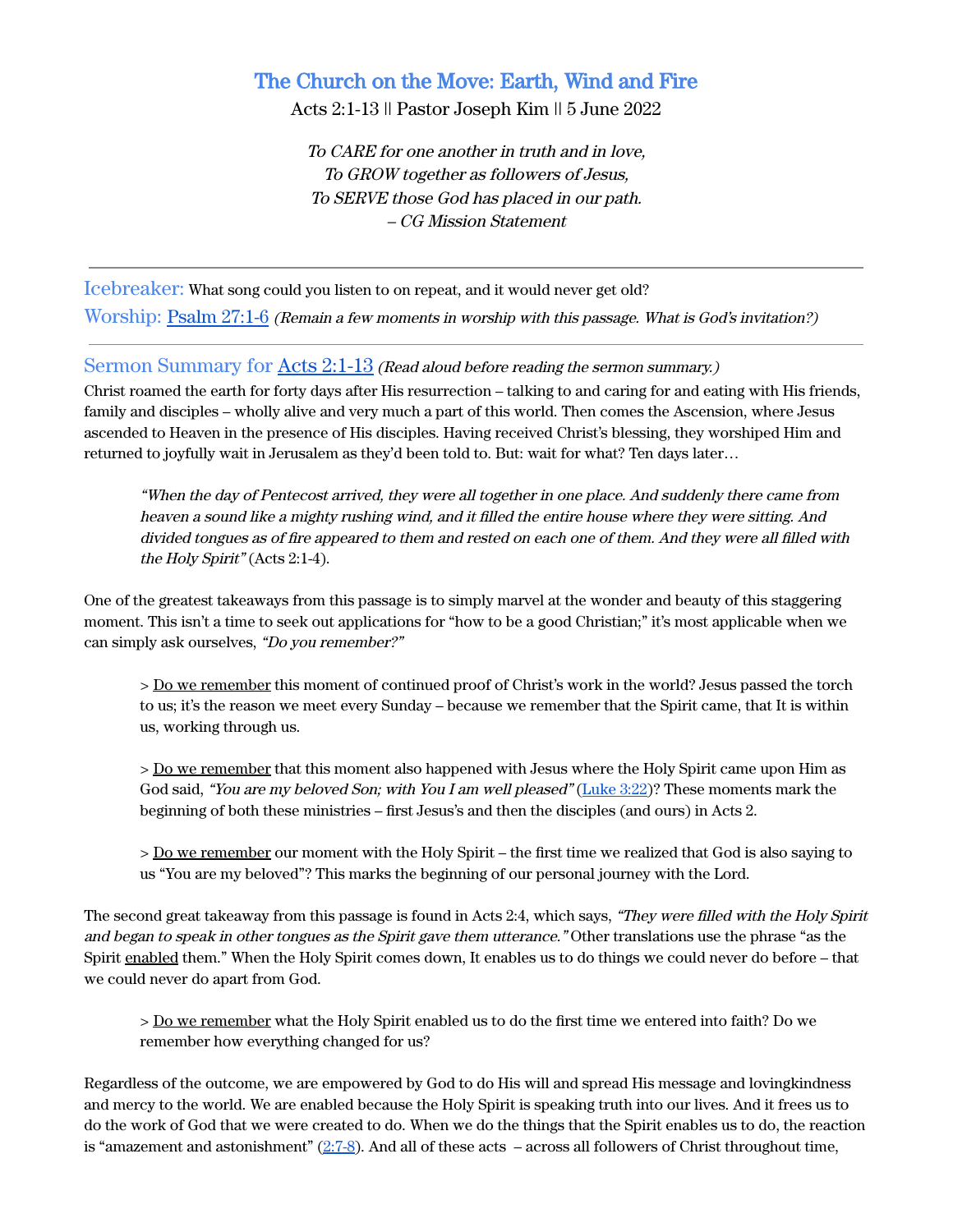# The Church on the Move: Earth, Wind and Fire

Acts 2:1-13 || Pastor Joseph Kim || 5 June 2022

*To CARE for one another in truth and in love,*
*To GROW together as followers of Jesus,*
*To SERVE those God has placed in our path.*
*– CG Mission Statement*

---

## Icebreaker: What song could you listen to on repeat, and it would never get old?

## Worship: Psalm 27:1-6 *(Remain a few moments in worship with this passage. What is God's invitation?)*

---

## Sermon Summary for Acts 2:1-13 *(Read aloud before reading the sermon summary.)*

Christ roamed the earth for forty days after His resurrection – talking to and caring for and eating with His friends, family and disciples – wholly alive and very much a part of this world. Then comes the Ascension, where Jesus ascended to Heaven in the presence of His disciples. Having received Christ's blessing, they worshiped Him and returned to joyfully wait in Jerusalem as they'd been told to. But: wait for what? Ten days later…

> *"When the day of Pentecost arrived, they were all together in one place. And suddenly there came from heaven a sound like a mighty rushing wind, and it filled the entire house where they were sitting. And divided tongues as of fire appeared to them and rested on each one of them. And they were all filled with the Holy Spirit"* (Acts 2:1-4).

One of the greatest takeaways from this passage is to simply marvel at the wonder and beauty of this staggering moment. This isn't a time to seek out applications for "how to be a good Christian;" it's most applicable when we can simply ask ourselves, *"Do you remember?"*

> > Do we remember this moment of continued proof of Christ's work in the world? Jesus passed the torch to us; it's the reason we meet every Sunday – because we remember that the Spirit came, that It is within us, working through us.
>
> > Do we remember that this moment also happened with Jesus where the Holy Spirit came upon Him as God said, *"You are my beloved Son; with You I am well pleased"* (Luke 3:22)? These moments mark the beginning of both these ministries – first Jesus's and then the disciples (and ours) in Acts 2.
>
> > Do we remember our moment with the Holy Spirit – the first time we realized that God is also saying to us "You are my beloved"? This marks the beginning of our personal journey with the Lord.

The second great takeaway from this passage is found in Acts 2:4, which says, *"They were filled with the Holy Spirit and began to speak in other tongues as the Spirit gave them utterance."* Other translations use the phrase "as the Spirit enabled them." When the Holy Spirit comes down, It enables us to do things we could never do before – that we could never do apart from God.

> > Do we remember what the Holy Spirit enabled us to do the first time we entered into faith? Do we remember how everything changed for us?

Regardless of the outcome, we are empowered by God to do His will and spread His message and lovingkindness and mercy to the world. We are enabled because the Holy Spirit is speaking truth into our lives. And it frees us to do the work of God that we were created to do. When we do the things that the Spirit enables us to do, the reaction is "amazement and astonishment" (2:7-8). And all of these acts – across all followers of Christ throughout time,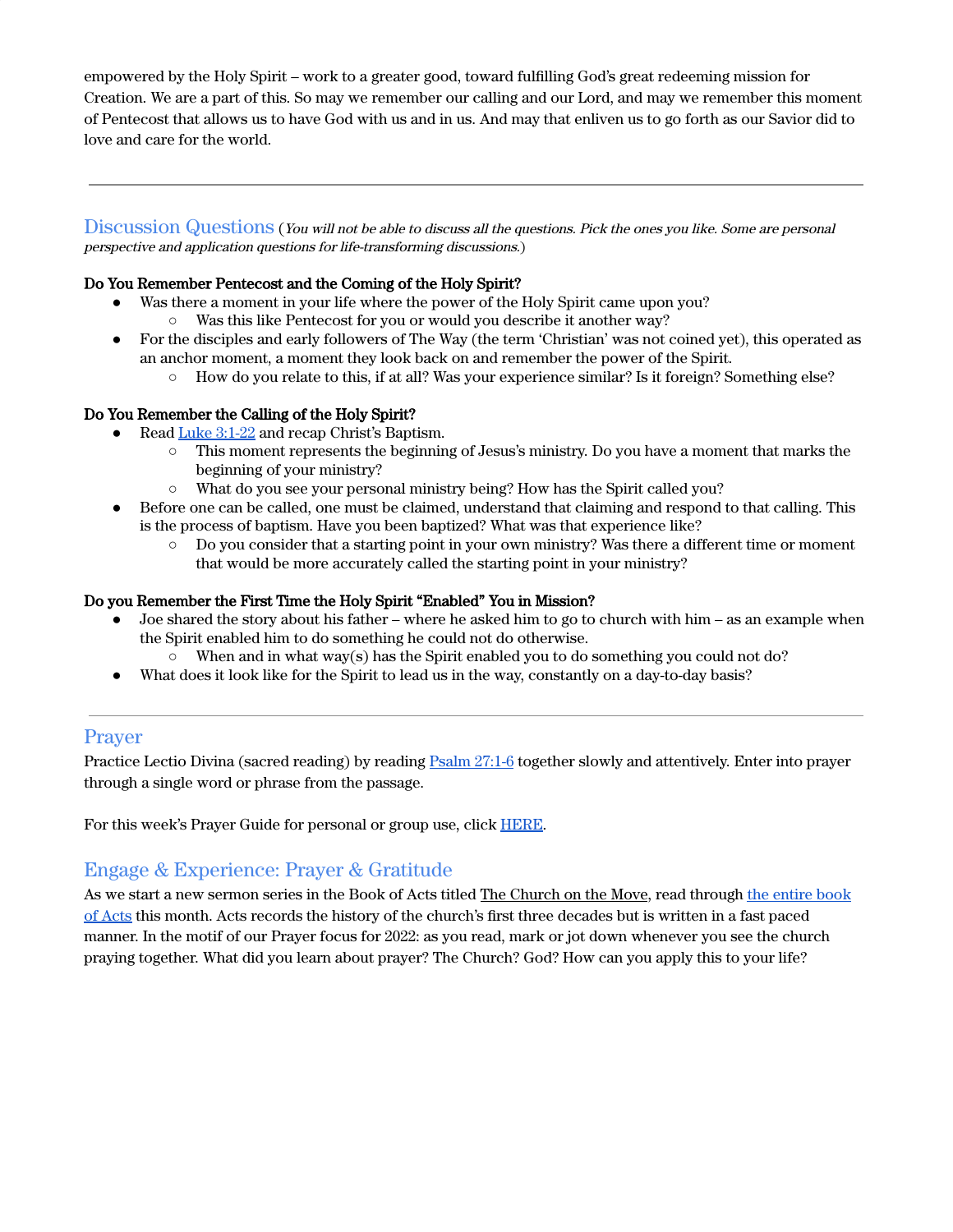empowered by the Holy Spirit – work to a greater good, toward fulfilling God's great redeeming mission for Creation. We are a part of this. So may we remember our calling and our Lord, and may we remember this moment of Pentecost that allows us to have God with us and in us. And may that enliven us to go forth as our Savior did to love and care for the world.

---

## Discussion Questions (*You will not be able to discuss all the questions. Pick the ones you like. Some are personal perspective and application questions for life-transforming discussions.*)

**Do You Remember Pentecost and the Coming of the Holy Spirit?**

- Was there a moment in your life where the power of the Holy Spirit came upon you?
  - Was this like Pentecost for you or would you describe it another way?
- For the disciples and early followers of The Way (the term 'Christian' was not coined yet), this operated as an anchor moment, a moment they look back on and remember the power of the Spirit.
  - How do you relate to this, if at all? Was your experience similar? Is it foreign? Something else?

**Do You Remember the Calling of the Holy Spirit?**

- Read Luke 3:1-22 and recap Christ's Baptism.
  - This moment represents the beginning of Jesus's ministry. Do you have a moment that marks the beginning of your ministry?
  - What do you see your personal ministry being? How has the Spirit called you?
- Before one can be called, one must be claimed, understand that claiming and respond to that calling. This is the process of baptism. Have you been baptized? What was that experience like?
  - Do you consider that a starting point in your own ministry? Was there a different time or moment that would be more accurately called the starting point in your ministry?

**Do you Remember the First Time the Holy Spirit "Enabled" You in Mission?**

- Joe shared the story about his father – where he asked him to go to church with him – as an example when the Spirit enabled him to do something he could not do otherwise.
  - When and in what way(s) has the Spirit enabled you to do something you could not do?
- What does it look like for the Spirit to lead us in the way, constantly on a day-to-day basis?

---

## Prayer

Practice Lectio Divina (sacred reading) by reading Psalm 27:1-6 together slowly and attentively. Enter into prayer through a single word or phrase from the passage.

For this week's Prayer Guide for personal or group use, click HERE.

## Engage & Experience: Prayer & Gratitude

As we start a new sermon series in the Book of Acts titled The Church on the Move, read through the entire book of Acts this month. Acts records the history of the church's first three decades but is written in a fast paced manner. In the motif of our Prayer focus for 2022: as you read, mark or jot down whenever you see the church praying together. What did you learn about prayer? The Church? God? How can you apply this to your life?